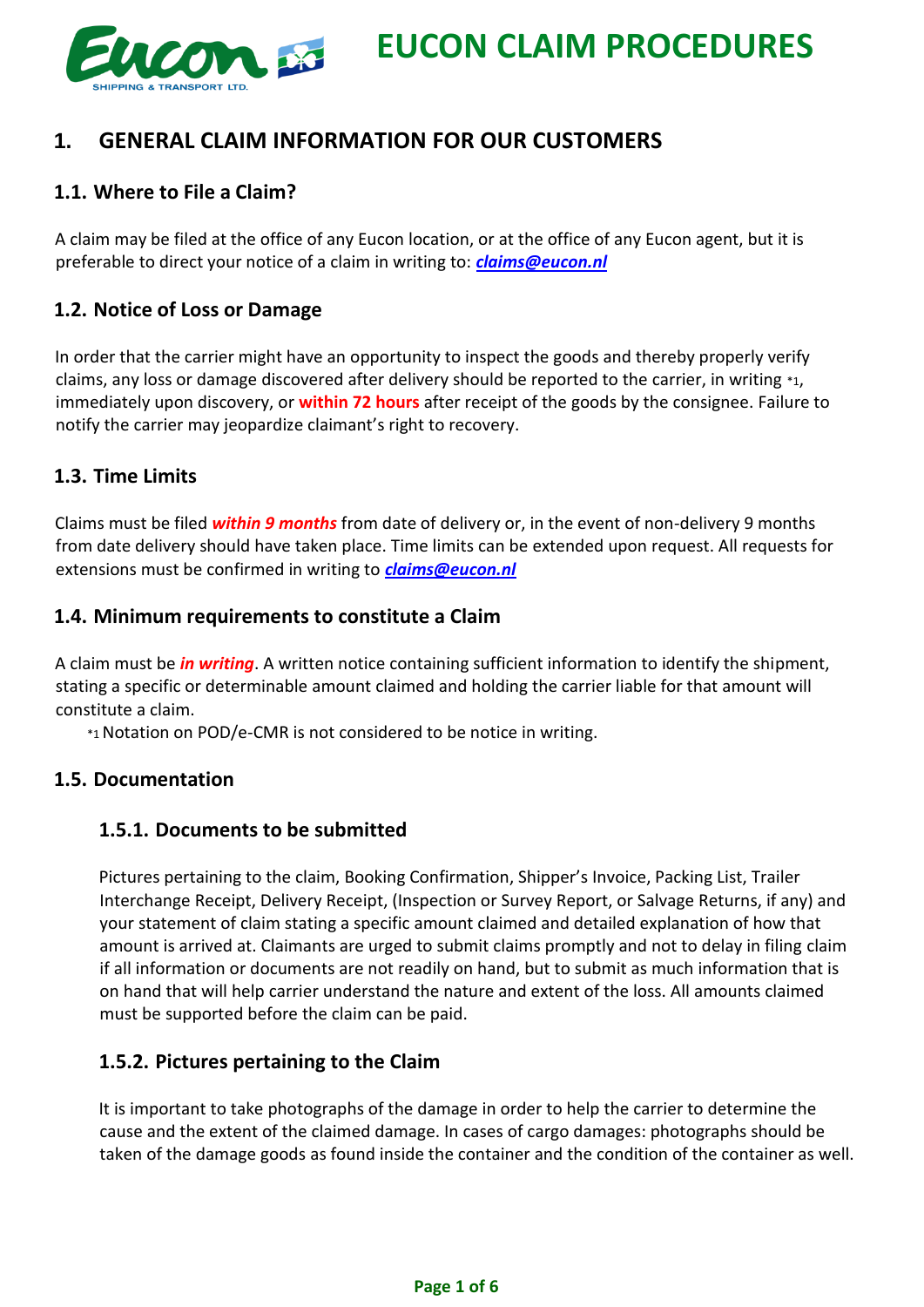# EUCON CLAIM PROCEDURES

## 1. GENERAL CLAIM INFORMATION FOR OUR CUSTOMERS

### 1.1. Where to File a Claim?

A claim may be filed at the office of any Eucon location, or at the office of any Eucon agent, but it is preferable to direct your notice of a claim in writing to: ***claims@eucon.nl***

### 1.2. Notice of Loss or Damage

In order that the carrier might have an opportunity to inspect the goods and thereby properly verify claims, any loss or damage discovered after delivery should be reported to the carrier, in writing *1, immediately upon discovery, or **within 72 hours** after receipt of the goods by the consignee. Failure to notify the carrier may jeopardize claimant's right to recovery.

### 1.3. Time Limits

Claims must be filed ***within 9 months*** from date of delivery or, in the event of non-delivery 9 months from date delivery should have taken place. Time limits can be extended upon request. All requests for extensions must be confirmed in writing to ***claims@eucon.nl***

### 1.4. Minimum requirements to constitute a Claim

A claim must be ***in writing***. A written notice containing sufficient information to identify the shipment, stating a specific or determinable amount claimed and holding the carrier liable for that amount will constitute a claim.

*1 Notation on POD/e-CMR is not considered to be notice in writing.

### 1.5. Documentation

#### 1.5.1. Documents to be submitted

Pictures pertaining to the claim, Booking Confirmation, Shipper's Invoice, Packing List, Trailer Interchange Receipt, Delivery Receipt, (Inspection or Survey Report, or Salvage Returns, if any) and your statement of claim stating a specific amount claimed and detailed explanation of how that amount is arrived at. Claimants are urged to submit claims promptly and not to delay in filing claim if all information or documents are not readily on hand, but to submit as much information that is on hand that will help carrier understand the nature and extent of the loss. All amounts claimed must be supported before the claim can be paid.

#### 1.5.2. Pictures pertaining to the Claim

It is important to take photographs of the damage in order to help the carrier to determine the cause and the extent of the claimed damage. In cases of cargo damages: photographs should be taken of the damage goods as found inside the container and the condition of the container as well.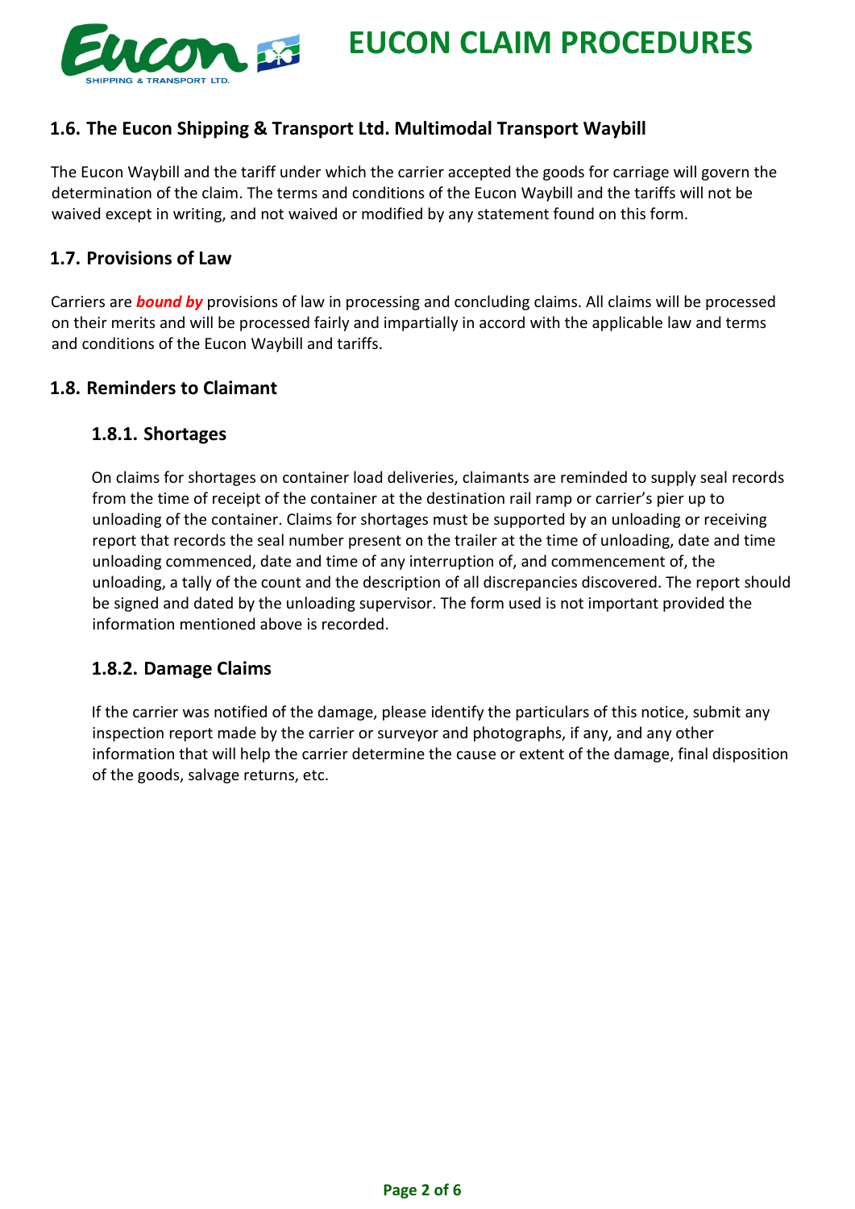## 1.6. The Eucon Shipping & Transport Ltd. Multimodal Transport Waybill

The Eucon Waybill and the tariff under which the carrier accepted the goods for carriage will govern the determination of the claim. The terms and conditions of the Eucon Waybill and the tariffs will not be waived except in writing, and not waived or modified by any statement found on this form.

## 1.7. Provisions of Law

Carriers are ***bound by*** provisions of law in processing and concluding claims. All claims will be processed on their merits and will be processed fairly and impartially in accord with the applicable law and terms and conditions of the Eucon Waybill and tariffs.

## 1.8. Reminders to Claimant

### 1.8.1. Shortages

On claims for shortages on container load deliveries, claimants are reminded to supply seal records from the time of receipt of the container at the destination rail ramp or carrier's pier up to unloading of the container. Claims for shortages must be supported by an unloading or receiving report that records the seal number present on the trailer at the time of unloading, date and time unloading commenced, date and time of any interruption of, and commencement of, the unloading, a tally of the count and the description of all discrepancies discovered. The report should be signed and dated by the unloading supervisor. The form used is not important provided the information mentioned above is recorded.

### 1.8.2. Damage Claims

If the carrier was notified of the damage, please identify the particulars of this notice, submit any inspection report made by the carrier or surveyor and photographs, if any, and any other information that will help the carrier determine the cause or extent of the damage, final disposition of the goods, salvage returns, etc.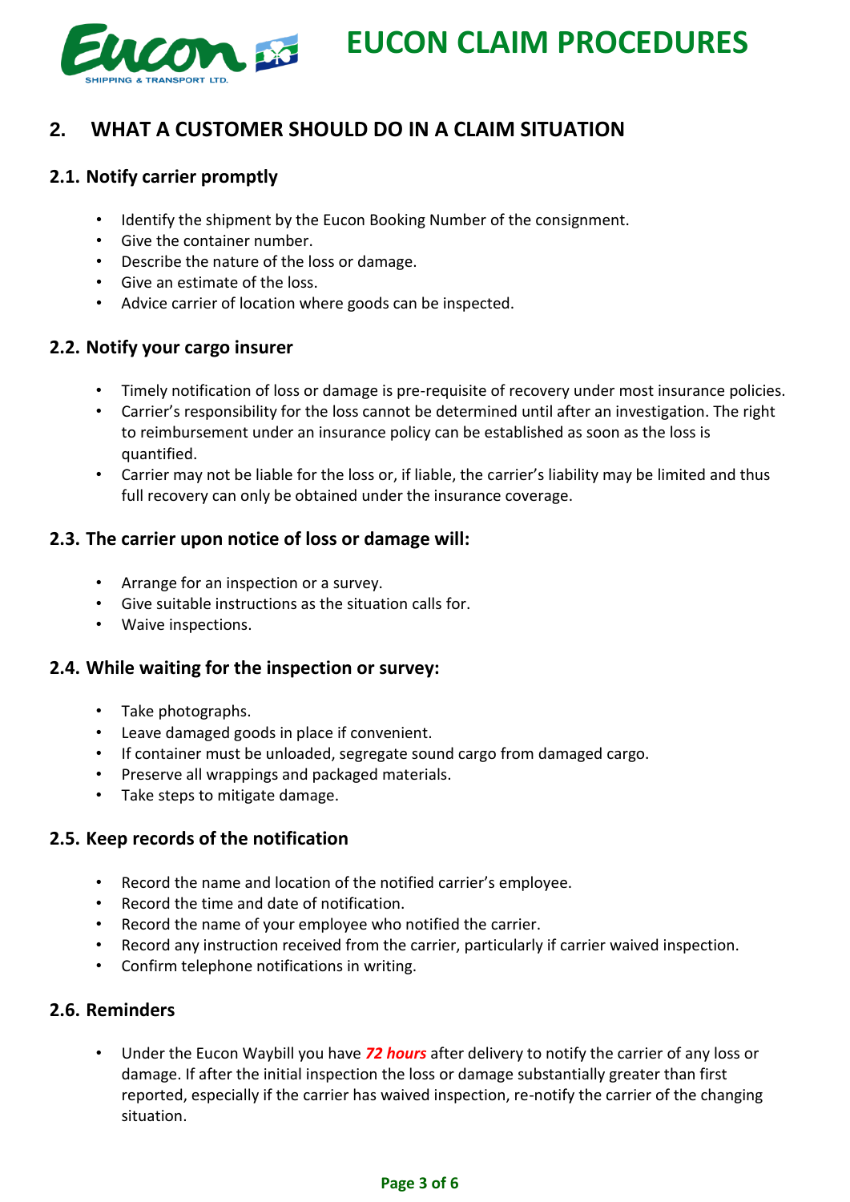## 2. WHAT A CUSTOMER SHOULD DO IN A CLAIM SITUATION

### 2.1. Notify carrier promptly

- Identify the shipment by the Eucon Booking Number of the consignment.
- Give the container number.
- Describe the nature of the loss or damage.
- Give an estimate of the loss.
- Advice carrier of location where goods can be inspected.

### 2.2. Notify your cargo insurer

- Timely notification of loss or damage is pre-requisite of recovery under most insurance policies.
- Carrier's responsibility for the loss cannot be determined until after an investigation. The right to reimbursement under an insurance policy can be established as soon as the loss is quantified.
- Carrier may not be liable for the loss or, if liable, the carrier's liability may be limited and thus full recovery can only be obtained under the insurance coverage.

### 2.3. The carrier upon notice of loss or damage will:

- Arrange for an inspection or a survey.
- Give suitable instructions as the situation calls for.
- Waive inspections.

### 2.4. While waiting for the inspection or survey:

- Take photographs.
- Leave damaged goods in place if convenient.
- If container must be unloaded, segregate sound cargo from damaged cargo.
- Preserve all wrappings and packaged materials.
- Take steps to mitigate damage.

### 2.5. Keep records of the notification

- Record the name and location of the notified carrier's employee.
- Record the time and date of notification.
- Record the name of your employee who notified the carrier.
- Record any instruction received from the carrier, particularly if carrier waived inspection.
- Confirm telephone notifications in writing.

### 2.6. Reminders

- Under the Eucon Waybill you have ***72 hours*** after delivery to notify the carrier of any loss or damage. If after the initial inspection the loss or damage substantially greater than first reported, especially if the carrier has waived inspection, re-notify the carrier of the changing situation.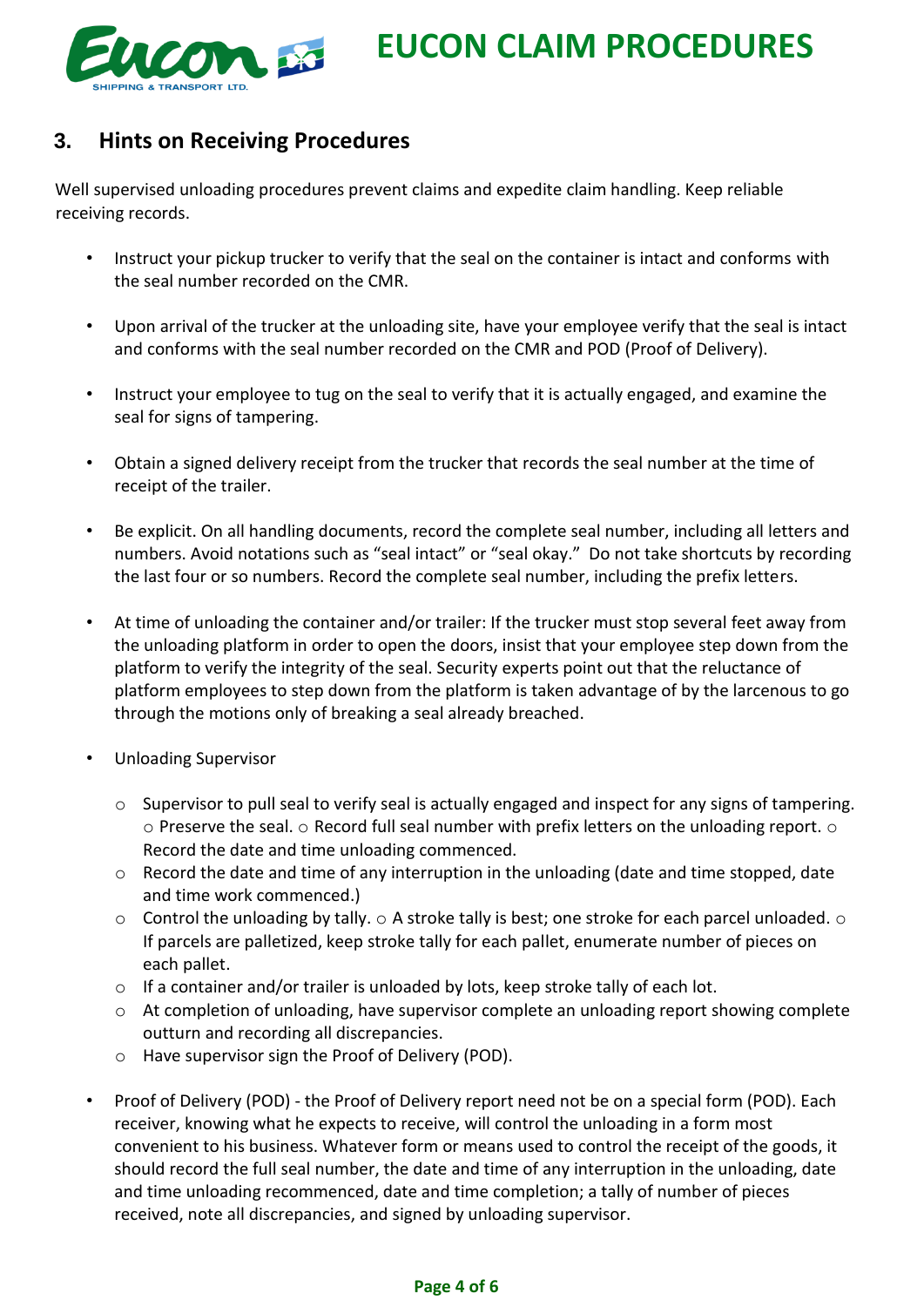## 3. Hints on Receiving Procedures

Well supervised unloading procedures prevent claims and expedite claim handling. Keep reliable receiving records.

- Instruct your pickup trucker to verify that the seal on the container is intact and conforms with the seal number recorded on the CMR.
- Upon arrival of the trucker at the unloading site, have your employee verify that the seal is intact and conforms with the seal number recorded on the CMR and POD (Proof of Delivery).
- Instruct your employee to tug on the seal to verify that it is actually engaged, and examine the seal for signs of tampering.
- Obtain a signed delivery receipt from the trucker that records the seal number at the time of receipt of the trailer.
- Be explicit. On all handling documents, record the complete seal number, including all letters and numbers. Avoid notations such as "seal intact" or "seal okay." Do not take shortcuts by recording the last four or so numbers. Record the complete seal number, including the prefix letters.
- At time of unloading the container and/or trailer: If the trucker must stop several feet away from the unloading platform in order to open the doors, insist that your employee step down from the platform to verify the integrity of the seal. Security experts point out that the reluctance of platform employees to step down from the platform is taken advantage of by the larcenous to go through the motions only of breaking a seal already breached.
- Unloading Supervisor
  - Supervisor to pull seal to verify seal is actually engaged and inspect for any signs of tampering. ○ Preserve the seal. ○ Record full seal number with prefix letters on the unloading report. ○ Record the date and time unloading commenced.
  - Record the date and time of any interruption in the unloading (date and time stopped, date and time work commenced.)
  - Control the unloading by tally. ○ A stroke tally is best; one stroke for each parcel unloaded. ○ If parcels are palletized, keep stroke tally for each pallet, enumerate number of pieces on each pallet.
  - If a container and/or trailer is unloaded by lots, keep stroke tally of each lot.
  - At completion of unloading, have supervisor complete an unloading report showing complete outturn and recording all discrepancies.
  - Have supervisor sign the Proof of Delivery (POD).
- Proof of Delivery (POD) - the Proof of Delivery report need not be on a special form (POD). Each receiver, knowing what he expects to receive, will control the unloading in a form most convenient to his business. Whatever form or means used to control the receipt of the goods, it should record the full seal number, the date and time of any interruption in the unloading, date and time unloading recommenced, date and time completion; a tally of number of pieces received, note all discrepancies, and signed by unloading supervisor.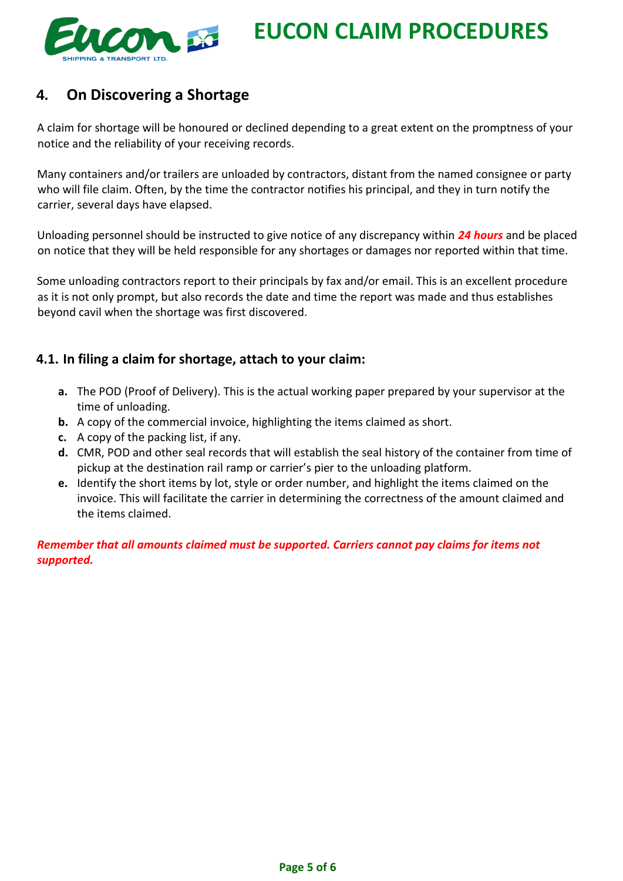## 4. On Discovering a Shortage

A claim for shortage will be honoured or declined depending to a great extent on the promptness of your notice and the reliability of your receiving records.

Many containers and/or trailers are unloaded by contractors, distant from the named consignee or party who will file claim. Often, by the time the contractor notifies his principal, and they in turn notify the carrier, several days have elapsed.

Unloading personnel should be instructed to give notice of any discrepancy within ***24 hours*** and be placed on notice that they will be held responsible for any shortages or damages nor reported within that time.

Some unloading contractors report to their principals by fax and/or email. This is an excellent procedure as it is not only prompt, but also records the date and time the report was made and thus establishes beyond cavil when the shortage was first discovered.

### 4.1. In filing a claim for shortage, attach to your claim:

- **a.** The POD (Proof of Delivery). This is the actual working paper prepared by your supervisor at the time of unloading.
- **b.** A copy of the commercial invoice, highlighting the items claimed as short.
- **c.** A copy of the packing list, if any.
- **d.** CMR, POD and other seal records that will establish the seal history of the container from time of pickup at the destination rail ramp or carrier's pier to the unloading platform.
- **e.** Identify the short items by lot, style or order number, and highlight the items claimed on the invoice. This will facilitate the carrier in determining the correctness of the amount claimed and the items claimed.

***Remember that all amounts claimed must be supported. Carriers cannot pay claims for items not supported.***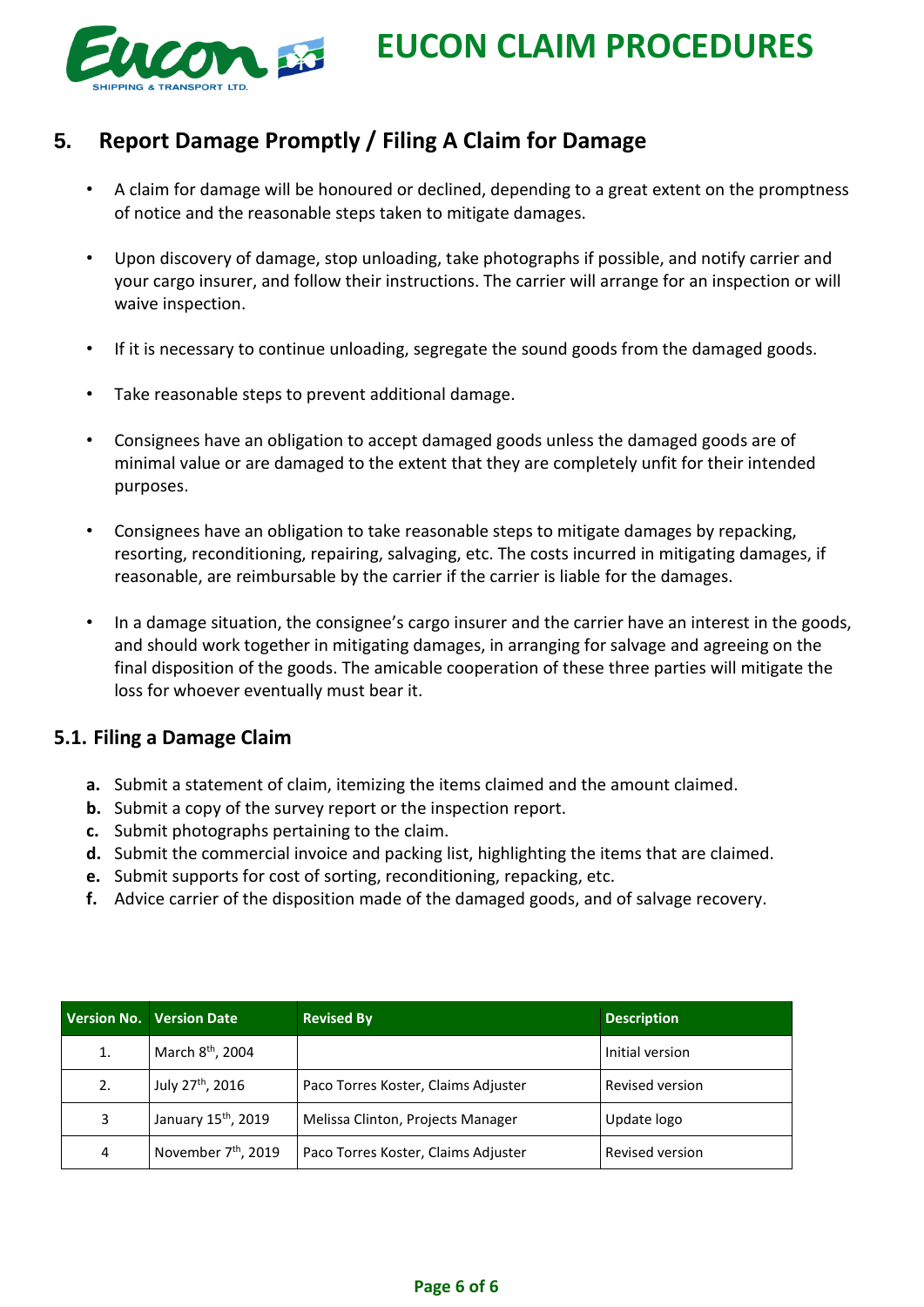## 5. Report Damage Promptly / Filing A Claim for Damage

- A claim for damage will be honoured or declined, depending to a great extent on the promptness of notice and the reasonable steps taken to mitigate damages.
- Upon discovery of damage, stop unloading, take photographs if possible, and notify carrier and your cargo insurer, and follow their instructions. The carrier will arrange for an inspection or will waive inspection.
- If it is necessary to continue unloading, segregate the sound goods from the damaged goods.
- Take reasonable steps to prevent additional damage.
- Consignees have an obligation to accept damaged goods unless the damaged goods are of minimal value or are damaged to the extent that they are completely unfit for their intended purposes.
- Consignees have an obligation to take reasonable steps to mitigate damages by repacking, resorting, reconditioning, repairing, salvaging, etc. The costs incurred in mitigating damages, if reasonable, are reimbursable by the carrier if the carrier is liable for the damages.
- In a damage situation, the consignee's cargo insurer and the carrier have an interest in the goods, and should work together in mitigating damages, in arranging for salvage and agreeing on the final disposition of the goods. The amicable cooperation of these three parties will mitigate the loss for whoever eventually must bear it.

### 5.1. Filing a Damage Claim

**a.** Submit a statement of claim, itemizing the items claimed and the amount claimed.
**b.** Submit a copy of the survey report or the inspection report.
**c.** Submit photographs pertaining to the claim.
**d.** Submit the commercial invoice and packing list, highlighting the items that are claimed.
**e.** Submit supports for cost of sorting, reconditioning, repacking, etc.
**f.** Advice carrier of the disposition made of the damaged goods, and of salvage recovery.

| Version No. | Version Date | Revised By | Description |
|---|---|---|---|
| 1. | March 8th, 2004 | | Initial version |
| 2. | July 27th, 2016 | Paco Torres Koster, Claims Adjuster | Revised version |
| 3 | January 15th, 2019 | Melissa Clinton, Projects Manager | Update logo |
| 4 | November 7th, 2019 | Paco Torres Koster, Claims Adjuster | Revised version |